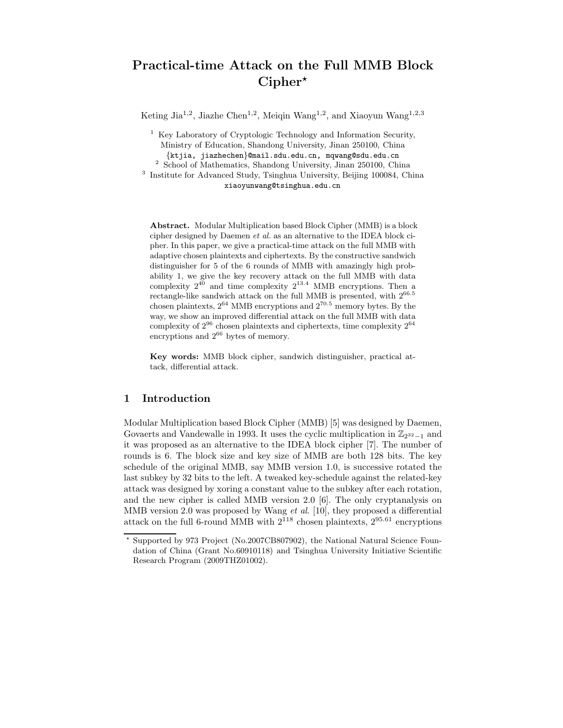# Practical-time Attack on the Full MMB Block Cipher*

Keting Jia[1,2], Jiazhe Chen[1,2], Meiqin Wang[1,2], and Xiaoyun Wang[1,2,3]

[1] Key Laboratory of Cryptologic Technology and Information Security, Ministry of Education, Shandong University, Jinan 250100, China
{ktjia, jiazhechen}@mail.sdu.edu.cn, mqwang@sdu.edu.cn
[2] School of Mathematics, Shandong University, Jinan 250100, China
[3] Institute for Advanced Study, Tsinghua University, Beijing 100084, China
xiaoyunwang@tsinghua.edu.cn

**Abstract.** Modular Multiplication based Block Cipher (MMB) is a block cipher designed by Daemen *et al.* as an alternative to the IDEA block cipher. In this paper, we give a practical-time attack on the full MMB with adaptive chosen plaintexts and ciphertexts. By the constructive sandwich distinguisher for 5 of the 6 rounds of MMB with amazingly high probability 1, we give the key recovery attack on the full MMB with data complexity $2^{40}$ and time complexity $2^{13.4}$ MMB encryptions. Then a rectangle-like sandwich attack on the full MMB is presented, with $2^{66.5}$ chosen plaintexts, $2^{64}$ MMB encryptions and $2^{70.5}$ memory bytes. By the way, we show an improved differential attack on the full MMB with data complexity of $2^{96}$ chosen plaintexts and ciphertexts, time complexity $2^{64}$ encryptions and $2^{66}$ bytes of memory.

**Key words:** MMB block cipher, sandwich distinguisher, practical attack, differential attack.

## 1 Introduction

Modular Multiplication based Block Cipher (MMB) [5] was designed by Daemen, Govaerts and Vandewalle in 1993. It uses the cyclic multiplication in $\mathbb{Z}_{2^{32}-1}$ and it was proposed as an alternative to the IDEA block cipher [7]. The number of rounds is 6. The block size and key size of MMB are both 128 bits. The key schedule of the original MMB, say MMB version 1.0, is successive rotated the last subkey by 32 bits to the left. A tweaked key-schedule against the related-key attack was designed by xoring a constant value to the subkey after each rotation, and the new cipher is called MMB version 2.0 [6]. The only cryptanalysis on MMB version 2.0 was proposed by Wang *et al.* [10], they proposed a differential attack on the full 6-round MMB with $2^{118}$ chosen plaintexts, $2^{95.61}$ encryptions

* Supported by 973 Project (No.2007CB807902), the National Natural Science Foundation of China (Grant No.60910118) and Tsinghua University Initiative Scientific Research Program (2009THZ01002).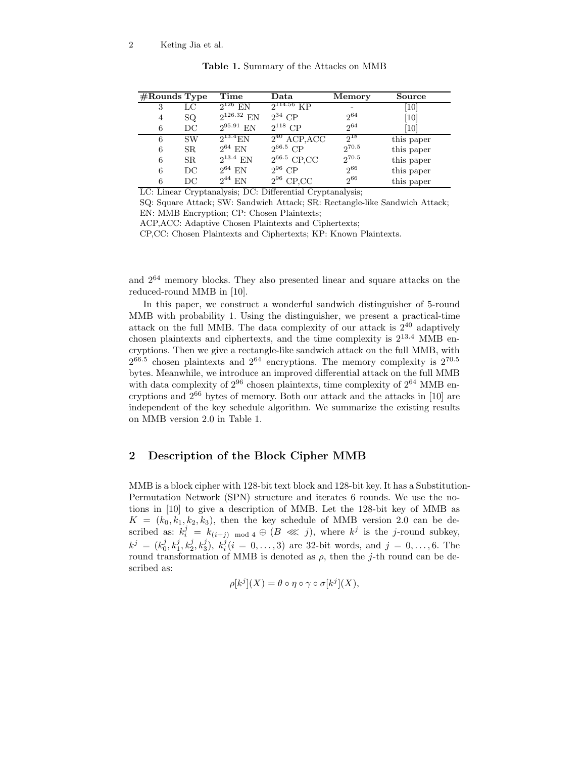**Table 1.** Summary of the Attacks on MMB

| #Rounds | Type | Time | Data | Memory | Source |
|---|---|---|---|---|---|
| 3 | LC | $2^{126}$ EN | $2^{114.56}$ KP | - | [10] |
| 4 | SQ | $2^{126.32}$ EN | $2^{34}$ CP | $2^{64}$ | [10] |
| 6 | DC | $2^{95.91}$ EN | $2^{118}$ CP | $2^{64}$ | [10] |
| 6 | SW | $2^{13.4}$EN | $2^{40}$ ACP,ACC | $2^{18}$ | this paper |
| 6 | SR | $2^{64}$ EN | $2^{66.5}$ CP | $2^{70.5}$ | this paper |
| 6 | SR | $2^{13.4}$ EN | $2^{66.5}$ CP,CC | $2^{70.5}$ | this paper |
| 6 | DC | $2^{64}$ EN | $2^{96}$ CP | $2^{66}$ | this paper |
| 6 | DC | $2^{44}$ EN | $2^{96}$ CP,CC | $2^{66}$ | this paper |

LC: Linear Cryptanalysis; DC: Differential Cryptanalysis;
SQ: Square Attack; SW: Sandwich Attack; SR: Rectangle-like Sandwich Attack;
EN: MMB Encryption; CP: Chosen Plaintexts;
ACP,ACC: Adaptive Chosen Plaintexts and Ciphertexts;
CP,CC: Chosen Plaintexts and Ciphertexts; KP: Known Plaintexts.

and $2^{64}$ memory blocks. They also presented linear and square attacks on the reduced-round MMB in [10].

In this paper, we construct a wonderful sandwich distinguisher of 5-round MMB with probability 1. Using the distinguisher, we present a practical-time attack on the full MMB. The data complexity of our attack is $2^{40}$ adaptively chosen plaintexts and ciphertexts, and the time complexity is $2^{13.4}$ MMB encryptions. Then we give a rectangle-like sandwich attack on the full MMB, with $2^{66.5}$ chosen plaintexts and $2^{64}$ encryptions. The memory complexity is $2^{70.5}$ bytes. Meanwhile, we introduce an improved differential attack on the full MMB with data complexity of $2^{96}$ chosen plaintexts, time complexity of $2^{64}$ MMB encryptions and $2^{66}$ bytes of memory. Both our attack and the attacks in [10] are independent of the key schedule algorithm. We summarize the existing results on MMB version 2.0 in Table 1.

## 2 Description of the Block Cipher MMB

MMB is a block cipher with 128-bit text block and 128-bit key. It has a Substitution-Permutation Network (SPN) structure and iterates 6 rounds. We use the notions in [10] to give a description of MMB. Let the 128-bit key of MMB as $K = (k_0, k_1, k_2, k_3)$, then the key schedule of MMB version 2.0 can be described as: $k_i^j = k_{(i+j) \bmod 4} \oplus (B \lll j)$, where $k^j$ is the $j$-round subkey, $k^j = (k_0^j, k_1^j, k_2^j, k_3^j)$, $k_i^j (i = 0, \ldots, 3)$ are 32-bit words, and $j = 0, \ldots, 6$. The round transformation of MMB is denoted as $\rho$, then the $j$-th round can be described as:

$$\rho[k^j](X) = \theta \circ \eta \circ \gamma \circ \sigma[k^j](X),$$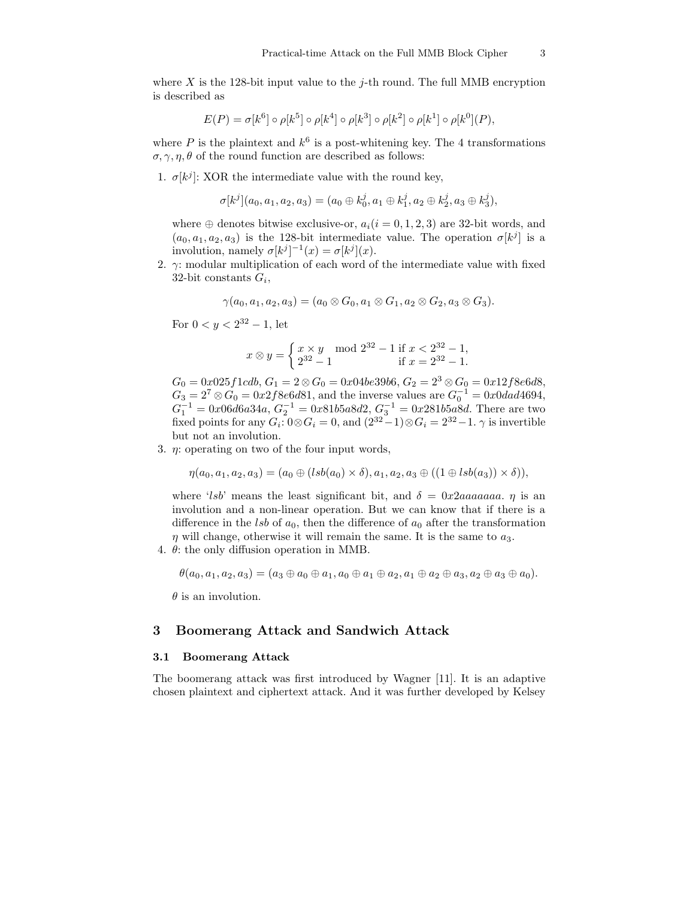where $X$ is the 128-bit input value to the $j$-th round. The full MMB encryption is described as

$$E(P) = \sigma[k^6] \circ \rho[k^5] \circ \rho[k^4] \circ \rho[k^3] \circ \rho[k^2] \circ \rho[k^1] \circ \rho[k^0](P),$$

where $P$ is the plaintext and $k^6$ is a post-whitening key. The 4 transformations $\sigma, \gamma, \eta, \theta$ of the round function are described as follows:

1. $\sigma[k^j]$: XOR the intermediate value with the round key,

$$\sigma[k^j](a_0, a_1, a_2, a_3) = (a_0 \oplus k_0^j, a_1 \oplus k_1^j, a_2 \oplus k_2^j, a_3 \oplus k_3^j),$$

   where $\oplus$ denotes bitwise exclusive-or, $a_i (i = 0, 1, 2, 3)$ are 32-bit words, and $(a_0, a_1, a_2, a_3)$ is the 128-bit intermediate value. The operation $\sigma[k^j]$ is a involution, namely $\sigma[k^j]^{-1}(x) = \sigma[k^j](x)$.

2. $\gamma$: modular multiplication of each word of the intermediate value with fixed 32-bit constants $G_i$,

$$\gamma(a_0, a_1, a_2, a_3) = (a_0 \otimes G_0, a_1 \otimes G_1, a_2 \otimes G_2, a_3 \otimes G_3).$$

   For $0 < y < 2^{32} - 1$, let

$$x \otimes y = \begin{cases} x \times y \mod 2^{32} - 1 & \text{if } x < 2^{32} - 1, \\ 2^{32} - 1 & \text{if } x = 2^{32} - 1. \end{cases}$$

   $G_0 = 0x025f1cdb$, $G_1 = 2 \otimes G_0 = 0x04be39b6$, $G_2 = 2^3 \otimes G_0 = 0x12f8e6d8$, $G_3 = 2^7 \otimes G_0 = 0x2f8e6d81$, and the inverse values are $G_0^{-1} = 0x0dad4694$, $G_1^{-1} = 0x06d6a34a$, $G_2^{-1} = 0x81b5a8d2$, $G_3^{-1} = 0x281b5a8d$. There are two fixed points for any $G_i$: $0 \otimes G_i = 0$, and $(2^{32}-1) \otimes G_i = 2^{32}-1$. $\gamma$ is invertible but not an involution.

3. $\eta$: operating on two of the four input words,

$$\eta(a_0, a_1, a_2, a_3) = (a_0 \oplus (lsb(a_0) \times \delta), a_1, a_2, a_3 \oplus ((1 \oplus lsb(a_3)) \times \delta)),$$

   where '$lsb$' means the least significant bit, and $\delta = 0x2aaaaaaa$. $\eta$ is an involution and a non-linear operation. But we can know that if there is a difference in the $lsb$ of $a_0$, then the difference of $a_0$ after the transformation $\eta$ will change, otherwise it will remain the same. It is the same to $a_3$.

4. $\theta$: the only diffusion operation in MMB.

$$\theta(a_0, a_1, a_2, a_3) = (a_3 \oplus a_0 \oplus a_1, a_0 \oplus a_1 \oplus a_2, a_1 \oplus a_2 \oplus a_3, a_2 \oplus a_3 \oplus a_0).$$

   $\theta$ is an involution.

## 3 Boomerang Attack and Sandwich Attack

### 3.1 Boomerang Attack

The boomerang attack was first introduced by Wagner [11]. It is an adaptive chosen plaintext and ciphertext attack. And it was further developed by Kelsey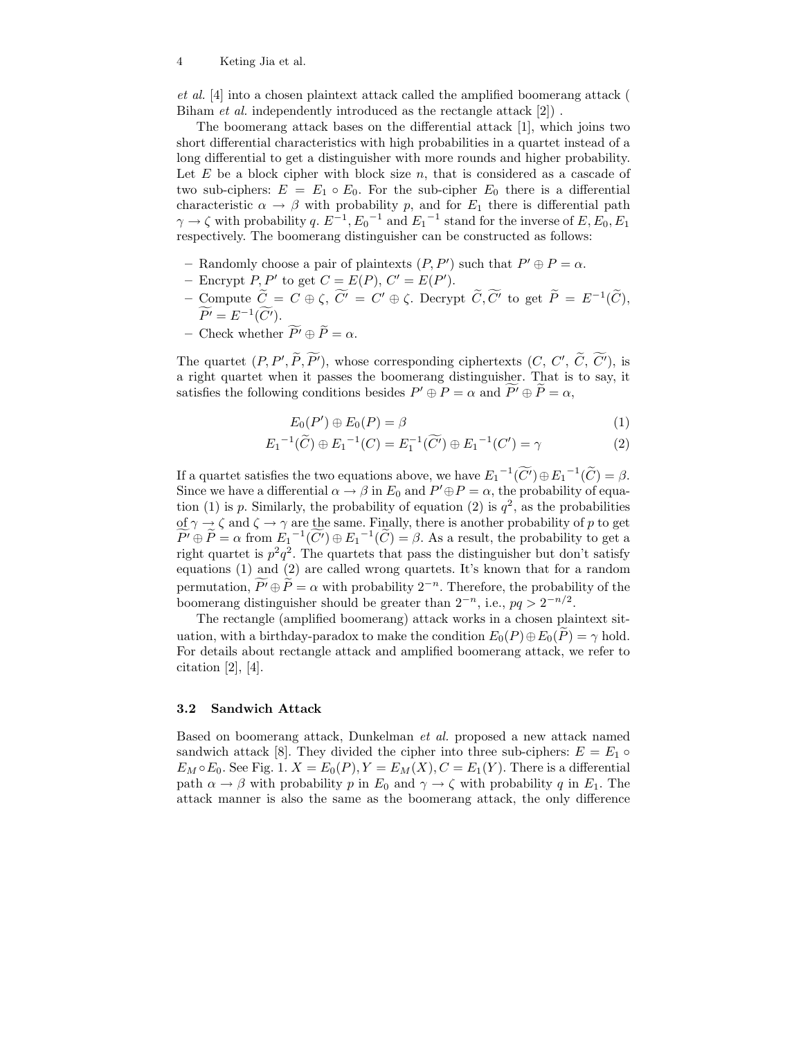*et al.* [4] into a chosen plaintext attack called the amplified boomerang attack ( Biham *et al.* independently introduced as the rectangle attack [2]) .

The boomerang attack bases on the differential attack [1], which joins two short differential characteristics with high probabilities in a quartet instead of a long differential to get a distinguisher with more rounds and higher probability. Let $E$ be a block cipher with block size $n$, that is considered as a cascade of two sub-ciphers: $E = E_1 \circ E_0$. For the sub-cipher $E_0$ there is a differential characteristic $\alpha \rightarrow \beta$ with probability $p$, and for $E_1$ there is differential path $\gamma \rightarrow \zeta$ with probability $q$. $E^{-1}, {E_0}^{-1}$ and ${E_1}^{-1}$ stand for the inverse of $E, E_0, E_1$ respectively. The boomerang distinguisher can be constructed as follows:

- Randomly choose a pair of plaintexts $(P, P')$ such that $P' \oplus P = \alpha$.
- Encrypt $P, P'$ to get $C = E(P)$, $C' = E(P')$.
- Compute $\widetilde{C} = C \oplus \zeta$, $\widetilde{C'} = C' \oplus \zeta$. Decrypt $\widetilde{C}, \widetilde{C'}$ to get $\widetilde{P} = E^{-1}(\widetilde{C})$, $\widetilde{P'} = E^{-1}(\widetilde{C'})$.
- Check whether $\widetilde{P'} \oplus \widetilde{P} = \alpha$.

The quartet $(P, P', \widetilde{P}, \widetilde{P'})$, whose corresponding ciphertexts $(C, C', \widetilde{C}, \widetilde{C'})$, is a right quartet when it passes the boomerang distinguisher. That is to say, it satisfies the following conditions besides $P' \oplus P = \alpha$ and $\widetilde{P'} \oplus \widetilde{P} = \alpha$,

$$E_0(P') \oplus E_0(P) = \beta \tag{1}$$

$${E_1}^{-1}(\widetilde{C}) \oplus {E_1}^{-1}(C) = E_1^{-1}(\widetilde{C'}) \oplus {E_1}^{-1}(C') = \gamma \tag{2}$$

If a quartet satisfies the two equations above, we have ${E_1}^{-1}(\widetilde{C'}) \oplus {E_1}^{-1}(\widetilde{C}) = \beta$. Since we have a differential $\alpha \rightarrow \beta$ in $E_0$ and $P' \oplus P = \alpha$, the probability of equation (1) is $p$. Similarly, the probability of equation (2) is $q^2$, as the probabilities of $\gamma \rightarrow \zeta$ and $\zeta \rightarrow \gamma$ are the same. Finally, there is another probability of $p$ to get $\widetilde{P'} \oplus \widetilde{P} = \alpha$ from ${E_1}^{-1}(\widetilde{C'}) \oplus {E_1}^{-1}(\widetilde{C}) = \beta$. As a result, the probability to get a right quartet is $p^2q^2$. The quartets that pass the distinguisher but don't satisfy equations (1) and (2) are called wrong quartets. It's known that for a random permutation, $\widetilde{P'} \oplus \widetilde{P} = \alpha$ with probability $2^{-n}$. Therefore, the probability of the boomerang distinguisher should be greater than $2^{-n}$, i.e., $pq > 2^{-n/2}$.

The rectangle (amplified boomerang) attack works in a chosen plaintext situation, with a birthday-paradox to make the condition $E_0(P) \oplus E_0(\widetilde{P}) = \gamma$ hold. For details about rectangle attack and amplified boomerang attack, we refer to citation [2], [4].

### 3.2 Sandwich Attack

Based on boomerang attack, Dunkelman *et al.* proposed a new attack named sandwich attack [8]. They divided the cipher into three sub-ciphers: $E = E_1 \circ E_M \circ E_0$. See Fig. 1. $X = E_0(P), Y = E_M(X), C = E_1(Y)$. There is a differential path $\alpha \rightarrow \beta$ with probability $p$ in $E_0$ and $\gamma \rightarrow \zeta$ with probability $q$ in $E_1$. The attack manner is also the same as the boomerang attack, the only difference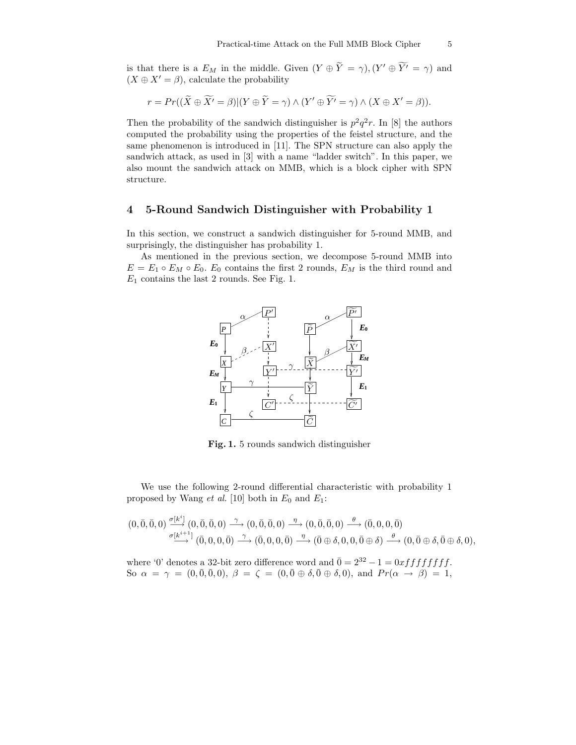is that there is a $E_M$ in the middle. Given $(Y \oplus \widetilde{Y} = \gamma), (Y' \oplus \widetilde{Y'} = \gamma)$ and $(X \oplus X' = \beta)$, calculate the probability

$$r = Pr((\widetilde{X} \oplus \widetilde{X'} = \beta)|(Y \oplus \widetilde{Y} = \gamma) \wedge (Y' \oplus \widetilde{Y'} = \gamma) \wedge (X \oplus X' = \beta)).$$

Then the probability of the sandwich distinguisher is $p^2q^2r$. In [8] the authors computed the probability using the properties of the feistel structure, and the same phenomenon is introduced in [11]. The SPN structure can also apply the sandwich attack, as used in [3] with a name "ladder switch". In this paper, we also mount the sandwich attack on MMB, which is a block cipher with SPN structure.

## 4 5-Round Sandwich Distinguisher with Probability 1

In this section, we construct a sandwich distinguisher for 5-round MMB, and surprisingly, the distinguisher has probability 1.

As mentioned in the previous section, we decompose 5-round MMB into $E = E_1 \circ E_M \circ E_0$. $E_0$ contains the first 2 rounds, $E_M$ is the third round and $E_1$ contains the last 2 rounds. See Fig. 1.

**Fig. 1.** 5 rounds sandwich distinguisher

We use the following 2-round differential characteristic with probability 1 proposed by Wang *et al.* [10] both in $E_0$ and $E_1$:

$$\begin{aligned}(0,\bar{0},\bar{0},0) &\xrightarrow{\sigma[k^i]} (0,\bar{0},\bar{0},0) \xrightarrow{\gamma} (0,\bar{0},\bar{0},0) \xrightarrow{\eta} (0,\bar{0},\bar{0},0) \xrightarrow{\theta} (\bar{0},0,0,\bar{0}) \\ &\xrightarrow{\sigma[k^{i+1}]} (\bar{0},0,0,\bar{0}) \xrightarrow{\gamma} (\bar{0},0,0,\bar{0}) \xrightarrow{\eta} (\bar{0}\oplus\delta,0,0,\bar{0}\oplus\delta) \xrightarrow{\theta} (0,\bar{0}\oplus\delta,\bar{0}\oplus\delta,0),\end{aligned}$$

where '0' denotes a 32-bit zero difference word and $\bar{0} = 2^{32} - 1 = 0xffffffff$. So $\alpha = \gamma = (0,\bar{0},\bar{0},0)$, $\beta = \zeta = (0,\bar{0}\oplus\delta,\bar{0}\oplus\delta,0)$, and $Pr(\alpha \rightarrow \beta) = 1$,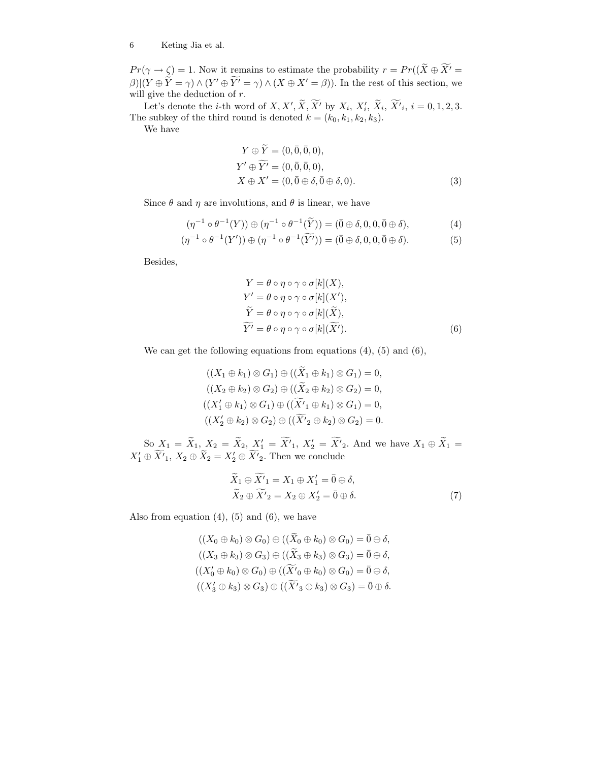$Pr(\gamma \to \zeta) = 1$. Now it remains to estimate the probability $r = Pr((\widetilde{X} \oplus \widetilde{X'} = \beta)|(Y \oplus \widetilde{Y} = \gamma) \wedge (Y' \oplus \widetilde{Y'} = \gamma) \wedge (X \oplus X' = \beta))$. In the rest of this section, we will give the deduction of $r$.

Let's denote the $i$-th word of $X, X', \widetilde{X}, \widetilde{X'}$ by $X_i$, $X'_i$, $\widetilde{X}_i$, $\widetilde{X'}_i$, $i = 0, 1, 2, 3$. The subkey of the third round is denoted $k = (k_0, k_1, k_2, k_3)$.

We have

$$
\begin{aligned}
Y \oplus \widetilde{Y} &= (0, \bar{0}, \bar{0}, 0), \\
Y' \oplus \widetilde{Y'} &= (0, \bar{0}, \bar{0}, 0), \\
X \oplus X' &= (0, \bar{0} \oplus \delta, \bar{0} \oplus \delta, 0).
\end{aligned} \tag{3}
$$

Since $\theta$ and $\eta$ are involutions, and $\theta$ is linear, we have

$$
(\eta^{-1} \circ \theta^{-1}(Y)) \oplus (\eta^{-1} \circ \theta^{-1}(\widetilde{Y})) = (\bar{0} \oplus \delta, 0, 0, \bar{0} \oplus \delta), \tag{4}
$$

$$
(\eta^{-1} \circ \theta^{-1}(Y')) \oplus (\eta^{-1} \circ \theta^{-1}(\widetilde{Y'})) = (\bar{0} \oplus \delta, 0, 0, \bar{0} \oplus \delta). \tag{5}
$$

Besides,

$$
\begin{aligned}
Y &= \theta \circ \eta \circ \gamma \circ \sigma[k](X), \\
Y' &= \theta \circ \eta \circ \gamma \circ \sigma[k](X'), \\
\widetilde{Y} &= \theta \circ \eta \circ \gamma \circ \sigma[k](\widetilde{X}), \\
\widetilde{Y'} &= \theta \circ \eta \circ \gamma \circ \sigma[k](\widetilde{X'}).
\end{aligned} \tag{6}
$$

We can get the following equations from equations (4), (5) and (6),

$$
\begin{aligned}
((X_1 \oplus k_1) \otimes G_1) \oplus ((\widetilde{X}_1 \oplus k_1) \otimes G_1) &= 0, \\
((X_2 \oplus k_2) \otimes G_2) \oplus ((\widetilde{X}_2 \oplus k_2) \otimes G_2) &= 0, \\
((X'_1 \oplus k_1) \otimes G_1) \oplus ((\widetilde{X'}_1 \oplus k_1) \otimes G_1) &= 0, \\
((X'_2 \oplus k_2) \otimes G_2) \oplus ((\widetilde{X'}_2 \oplus k_2) \otimes G_2) &= 0.
\end{aligned}
$$

So $X_1 = \widetilde{X}_1$, $X_2 = \widetilde{X}_2$, $X'_1 = \widetilde{X'}_1$, $X'_2 = \widetilde{X'}_2$. And we have $X_1 \oplus \widetilde{X}_1 = X'_1 \oplus \widetilde{X'}_1$, $X_2 \oplus \widetilde{X}_2 = X'_2 \oplus \widetilde{X'}_2$. Then we conclude

$$
\begin{aligned}
\widetilde{X}_1 \oplus \widetilde{X'}_1 = X_1 \oplus X'_1 = \bar{0} \oplus \delta, \\
\widetilde{X}_2 \oplus \widetilde{X'}_2 = X_2 \oplus X'_2 = \bar{0} \oplus \delta.
\end{aligned} \tag{7}
$$

Also from equation (4), (5) and (6), we have

$$
\begin{aligned}
((X_0 \oplus k_0) \otimes G_0) \oplus ((\widetilde{X}_0 \oplus k_0) \otimes G_0) &= \bar{0} \oplus \delta, \\
((X_3 \oplus k_3) \otimes G_3) \oplus ((\widetilde{X}_3 \oplus k_3) \otimes G_3) &= \bar{0} \oplus \delta, \\
((X'_0 \oplus k_0) \otimes G_0) \oplus ((\widetilde{X'}_0 \oplus k_0) \otimes G_0) &= \bar{0} \oplus \delta, \\
((X'_3 \oplus k_3) \otimes G_3) \oplus ((\widetilde{X'}_3 \oplus k_3) \otimes G_3) &= \bar{0} \oplus \delta.
\end{aligned}
$$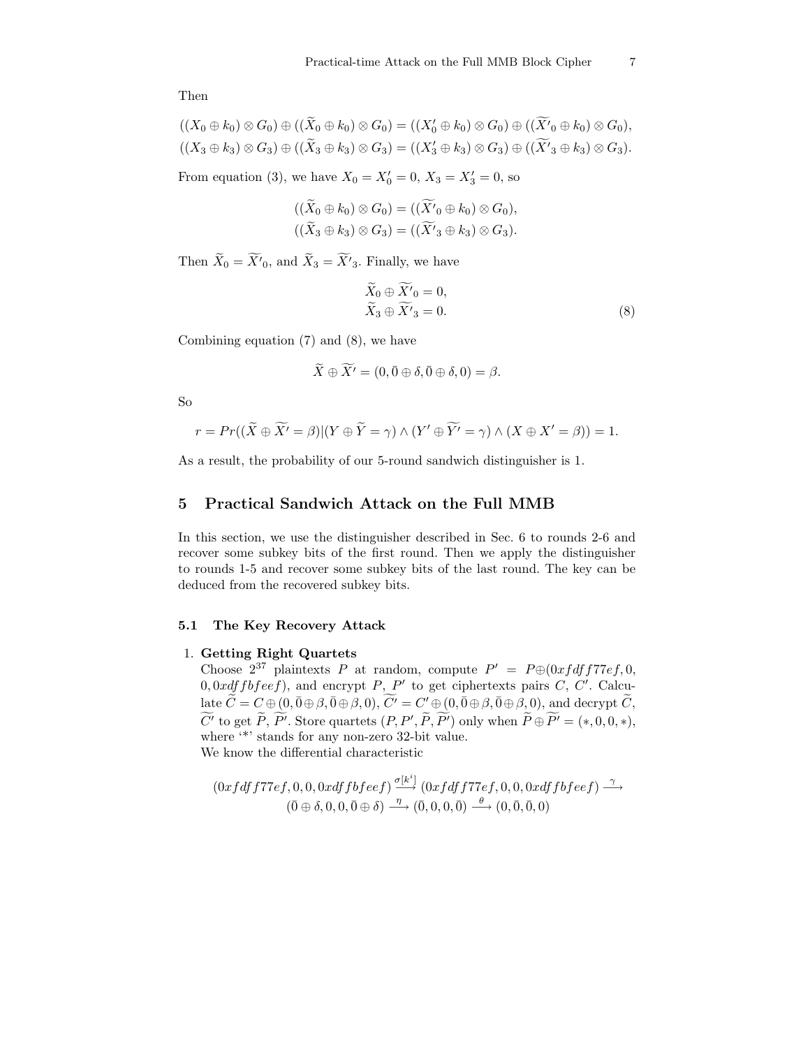Then

$$((X_0 \oplus k_0) \otimes G_0) \oplus ((\widetilde{X}_0 \oplus k_0) \otimes G_0) = ((X'_0 \oplus k_0) \otimes G_0) \oplus ((\widetilde{X'}_0 \oplus k_0) \otimes G_0),$$
$$((X_3 \oplus k_3) \otimes G_3) \oplus ((\widetilde{X}_3 \oplus k_3) \otimes G_3) = ((X'_3 \oplus k_3) \otimes G_3) \oplus ((\widetilde{X'}_3 \oplus k_3) \otimes G_3).$$

From equation (3), we have $X_0 = X'_0 = 0$, $X_3 = X'_3 = 0$, so

$$((\widetilde{X}_0 \oplus k_0) \otimes G_0) = ((\widetilde{X'}_0 \oplus k_0) \otimes G_0),$$
$$((\widetilde{X}_3 \oplus k_3) \otimes G_3) = ((\widetilde{X'}_3 \oplus k_3) \otimes G_3).$$

Then $\widetilde{X}_0 = \widetilde{X'}_0$, and $\widetilde{X}_3 = \widetilde{X'}_3$. Finally, we have

$$\begin{aligned} \widetilde{X}_0 \oplus \widetilde{X'}_0 = 0, \\ \widetilde{X}_3 \oplus \widetilde{X'}_3 = 0. \end{aligned} \quad (8)$$

Combining equation (7) and (8), we have

$$\widetilde{X} \oplus \widetilde{X'} = (0, \bar{0} \oplus \delta, \bar{0} \oplus \delta, 0) = \beta.$$

So

$$r = Pr((\widetilde{X} \oplus \widetilde{X'} = \beta) | (Y \oplus \widetilde{Y} = \gamma) \wedge (Y' \oplus \widetilde{Y'} = \gamma) \wedge (X \oplus X' = \beta)) = 1.$$

As a result, the probability of our 5-round sandwich distinguisher is 1.

## 5 Practical Sandwich Attack on the Full MMB

In this section, we use the distinguisher described in Sec. 6 to rounds 2-6 and recover some subkey bits of the first round. Then we apply the distinguisher to rounds 1-5 and recover some subkey bits of the last round. The key can be deduced from the recovered subkey bits.

### 5.1 The Key Recovery Attack

1. **Getting Right Quartets**
   Choose $2^{37}$ plaintexts $P$ at random, compute $P' = P \oplus (0xfdff77ef, 0, 0, 0xdffbfeef)$, and encrypt $P$, $P'$ to get ciphertexts pairs $C$, $C'$. Calculate $\widetilde{C} = C \oplus (0, \bar{0} \oplus \beta, \bar{0} \oplus \beta, 0)$, $\widetilde{C'} = C' \oplus (0, \bar{0} \oplus \beta, \bar{0} \oplus \beta, 0)$, and decrypt $\widetilde{C}$, $\widetilde{C'}$ to get $\widetilde{P}$, $\widetilde{P'}$. Store quartets $(P, P', \widetilde{P}, \widetilde{P'})$ only when $\widetilde{P} \oplus \widetilde{P'} = (*, 0, 0, *)$, where '*' stands for any non-zero 32-bit value.
   We know the differential characteristic

$$(0xfdff77ef, 0, 0, 0xdffbfeef) \xrightarrow{\sigma[k^i]} (0xfdff77ef, 0, 0, 0xdffbfeef) \xrightarrow{\gamma}$$
$$(\bar{0} \oplus \delta, 0, 0, \bar{0} \oplus \delta) \xrightarrow{\eta} (\bar{0}, 0, 0, \bar{0}) \xrightarrow{\theta} (0, \bar{0}, \bar{0}, 0)$$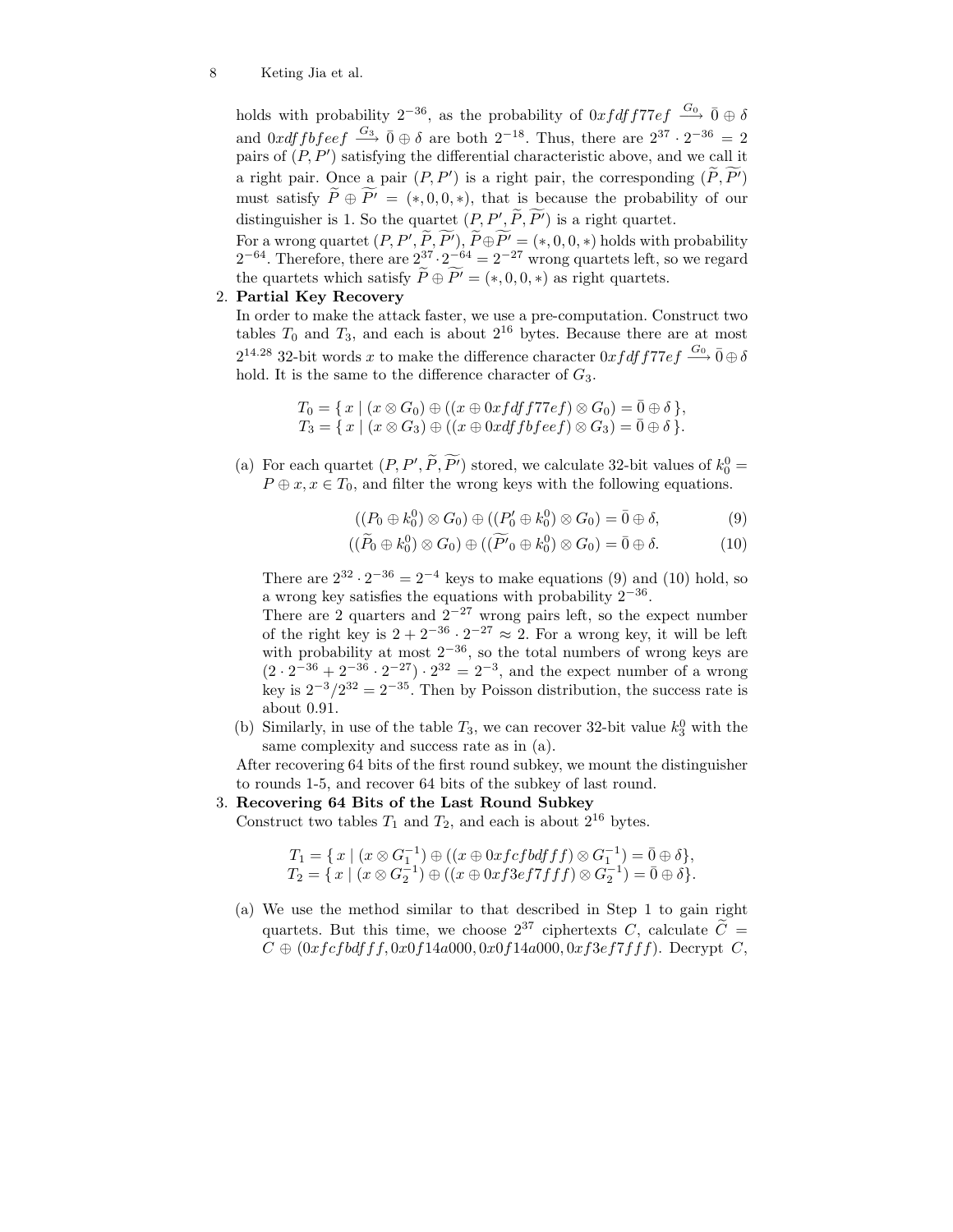holds with probability $2^{-36}$, as the probability of $0xfdff77ef \xrightarrow{G_0} \bar{0} \oplus \delta$ and $0xdffbfeef \xrightarrow{G_3} \bar{0} \oplus \delta$ are both $2^{-18}$. Thus, there are $2^{37} \cdot 2^{-36} = 2$ pairs of $(P, P')$ satisfying the differential characteristic above, and we call it a right pair. Once a pair $(P, P')$ is a right pair, the corresponding $(\widetilde{P}, \widetilde{P'})$ must satisfy $\widetilde{P} \oplus \widetilde{P'} = (*, 0, 0, *)$, that is because the probability of our distinguisher is 1. So the quartet $(P, P', \widetilde{P}, \widetilde{P'})$ is a right quartet.

For a wrong quartet $(P, P', \widetilde{P}, \widetilde{P'})$, $\widetilde{P} \oplus \widetilde{P'} = (*, 0, 0, *)$ holds with probability $2^{-64}$. Therefore, there are $2^{37} \cdot 2^{-64} = 2^{-27}$ wrong quartets left, so we regard the quartets which satisfy $\widetilde{P} \oplus \widetilde{P'} = (*, 0, 0, *)$ as right quartets.

2. **Partial Key Recovery**

   In order to make the attack faster, we use a pre-computation. Construct two tables $T_0$ and $T_3$, and each is about $2^{16}$ bytes. Because there are at most $2^{14.28}$ 32-bit words $x$ to make the difference character $0xfdff77ef \xrightarrow{G_0} \bar{0} \oplus \delta$ hold. It is the same to the difference character of $G_3$.

$$T_0 = \{\, x \mid (x \otimes G_0) \oplus ((x \oplus 0xfdff77ef) \otimes G_0) = \bar{0} \oplus \delta \,\},$$
$$T_3 = \{\, x \mid (x \otimes G_3) \oplus ((x \oplus 0xdffbfeef) \otimes G_3) = \bar{0} \oplus \delta \,\}.$$

   (a) For each quartet $(P, P', \widetilde{P}, \widetilde{P'})$ stored, we calculate 32-bit values of $k_0^0 = P \oplus x, x \in T_0$, and filter the wrong keys with the following equations.

$$((P_0 \oplus k_0^0) \otimes G_0) \oplus ((P_0' \oplus k_0^0) \otimes G_0) = \bar{0} \oplus \delta, \tag{9}$$
$$((\widetilde{P}_0 \oplus k_0^0) \otimes G_0) \oplus ((\widetilde{P'}_0 \oplus k_0^0) \otimes G_0) = \bar{0} \oplus \delta. \tag{10}$$

   There are $2^{32} \cdot 2^{-36} = 2^{-4}$ keys to make equations (9) and (10) hold, so a wrong key satisfies the equations with probability $2^{-36}$.

   There are 2 quarters and $2^{-27}$ wrong pairs left, so the expect number of the right key is $2 + 2^{-36} \cdot 2^{-27} \approx 2$. For a wrong key, it will be left with probability at most $2^{-36}$, so the total numbers of wrong keys are $(2 \cdot 2^{-36} + 2^{-36} \cdot 2^{-27}) \cdot 2^{32} = 2^{-3}$, and the expect number of a wrong key is $2^{-3}/2^{32} = 2^{-35}$. Then by Poisson distribution, the success rate is about 0.91.

   (b) Similarly, in use of the table $T_3$, we can recover 32-bit value $k_3^0$ with the same complexity and success rate as in (a).

   After recovering 64 bits of the first round subkey, we mount the distinguisher to rounds 1-5, and recover 64 bits of the subkey of last round.

3. **Recovering 64 Bits of the Last Round Subkey**

   Construct two tables $T_1$ and $T_2$, and each is about $2^{16}$ bytes.

$$T_1 = \{\, x \mid (x \otimes G_1^{-1}) \oplus ((x \oplus 0xfcfbdfff) \otimes G_1^{-1}) = \bar{0} \oplus \delta \},$$
$$T_2 = \{\, x \mid (x \otimes G_2^{-1}) \oplus ((x \oplus 0xf3ef7fff) \otimes G_2^{-1}) = \bar{0} \oplus \delta \}.$$

   (a) We use the method similar to that described in Step 1 to gain right quartets. But this time, we choose $2^{37}$ ciphertexts $C$, calculate $\widetilde{C} = C \oplus (0xfcfbdfff, 0x0f14a000, 0x0f14a000, 0xf3ef7fff)$. Decrypt $C$,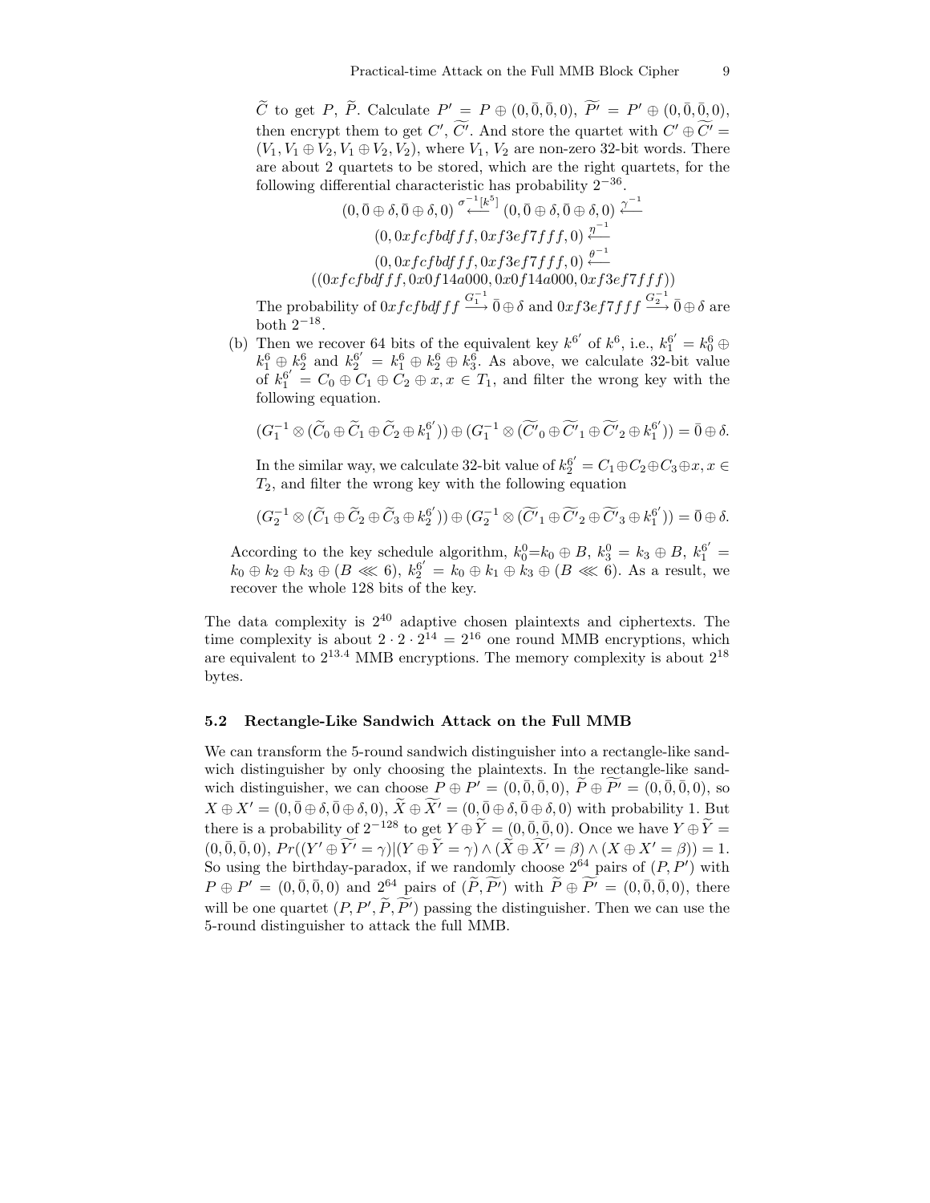$\widetilde{C}$ to get $P$, $\widetilde{P}$. Calculate $P' = P \oplus (0, \bar{0}, \bar{0}, 0)$, $\widetilde{P'} = P' \oplus (0, \bar{0}, \bar{0}, 0)$, then encrypt them to get $C'$, $\widetilde{C'}$. And store the quartet with $C' \oplus \widetilde{C'} = (V_1, V_1 \oplus V_2, V_1 \oplus V_2, V_2)$, where $V_1$, $V_2$ are non-zero 32-bit words. There are about 2 quartets to be stored, which are the right quartets, for the following differential characteristic has probability $2^{-36}$.

$$(0, \bar{0} \oplus \delta, \bar{0} \oplus \delta, 0) \xleftarrow{\sigma^{-1}[k^5]} (0, \bar{0} \oplus \delta, \bar{0} \oplus \delta, 0) \xleftarrow{\gamma^{-1}}$$
$$(0, 0xfcfbdfff, 0xf3ef7fff, 0) \xleftarrow{\eta^{-1}}$$
$$(0, 0xfcfbdfff, 0xf3ef7fff, 0) \xleftarrow{\theta^{-1}}$$
$$((0xfcfbdfff, 0x0f14a000, 0x0f14a000, 0xf3ef7fff))$$

The probability of $0xfcfbdfff \xrightarrow{G_1^{-1}} \bar{0} \oplus \delta$ and $0xf3ef7fff \xrightarrow{G_2^{-1}} \bar{0} \oplus \delta$ are both $2^{-18}$.

(b) Then we recover 64 bits of the equivalent key $k^{6'}$ of $k^6$, i.e., $k_1^{6'} = k_0^6 \oplus k_1^6 \oplus k_2^6$ and $k_2^{6'} = k_1^6 \oplus k_2^6 \oplus k_3^6$. As above, we calculate 32-bit value of $k_1^{6'} = C_0 \oplus C_1 \oplus C_2 \oplus x, x \in T_1$, and filter the wrong key with the following equation.

$$(G_1^{-1} \otimes (\widetilde{C}_0 \oplus \widetilde{C}_1 \oplus \widetilde{C}_2 \oplus k_1^{6'})) \oplus (G_1^{-1} \otimes (\widetilde{C'}_0 \oplus \widetilde{C'}_1 \oplus \widetilde{C'}_2 \oplus k_1^{6'})) = \bar{0} \oplus \delta.$$

In the similar way, we calculate 32-bit value of $k_2^{6'} = C_1 \oplus C_2 \oplus C_3 \oplus x, x \in T_2$, and filter the wrong key with the following equation

$$(G_2^{-1} \otimes (\widetilde{C}_1 \oplus \widetilde{C}_2 \oplus \widetilde{C}_3 \oplus k_2^{6'})) \oplus (G_2^{-1} \otimes (\widetilde{C'}_1 \oplus \widetilde{C'}_2 \oplus \widetilde{C'}_3 \oplus k_1^{6'})) = \bar{0} \oplus \delta.$$

According to the key schedule algorithm, $k_0^0 = k_0 \oplus B$, $k_3^0 = k_3 \oplus B$, $k_1^{6'} = k_0 \oplus k_2 \oplus k_3 \oplus (B \lll 6)$, $k_2^{6'} = k_0 \oplus k_1 \oplus k_3 \oplus (B \lll 6)$. As a result, we recover the whole 128 bits of the key.

The data complexity is $2^{40}$ adaptive chosen plaintexts and ciphertexts. The time complexity is about $2 \cdot 2 \cdot 2^{14} = 2^{16}$ one round MMB encryptions, which are equivalent to $2^{13.4}$ MMB encryptions. The memory complexity is about $2^{18}$ bytes.

### 5.2 Rectangle-Like Sandwich Attack on the Full MMB

We can transform the 5-round sandwich distinguisher into a rectangle-like sandwich distinguisher by only choosing the plaintexts. In the rectangle-like sandwich distinguisher, we can choose $P \oplus P' = (0, \bar{0}, \bar{0}, 0)$, $\widetilde{P} \oplus \widetilde{P'} = (0, \bar{0}, \bar{0}, 0)$, so $X \oplus X' = (0, \bar{0} \oplus \delta, \bar{0} \oplus \delta, 0)$, $\widetilde{X} \oplus \widetilde{X'} = (0, \bar{0} \oplus \delta, \bar{0} \oplus \delta, 0)$ with probability 1. But there is a probability of $2^{-128}$ to get $Y \oplus \widetilde{Y} = (0, \bar{0}, \bar{0}, 0)$. Once we have $Y \oplus \widetilde{Y} = (0, \bar{0}, \bar{0}, 0)$, $Pr((Y' \oplus \widetilde{Y'} = \gamma) | (Y \oplus \widetilde{Y} = \gamma) \wedge (\widetilde{X} \oplus \widetilde{X'} = \beta) \wedge (X \oplus X' = \beta)) = 1$. So using the birthday-paradox, if we randomly choose $2^{64}$ pairs of $(P, P')$ with $P \oplus P' = (0, \bar{0}, \bar{0}, 0)$ and $2^{64}$ pairs of $(\widetilde{P}, \widetilde{P'})$ with $\widetilde{P} \oplus \widetilde{P'} = (0, \bar{0}, \bar{0}, 0)$, there will be one quartet $(P, P', \widetilde{P}, \widetilde{P'})$ passing the distinguisher. Then we can use the 5-round distinguisher to attack the full MMB.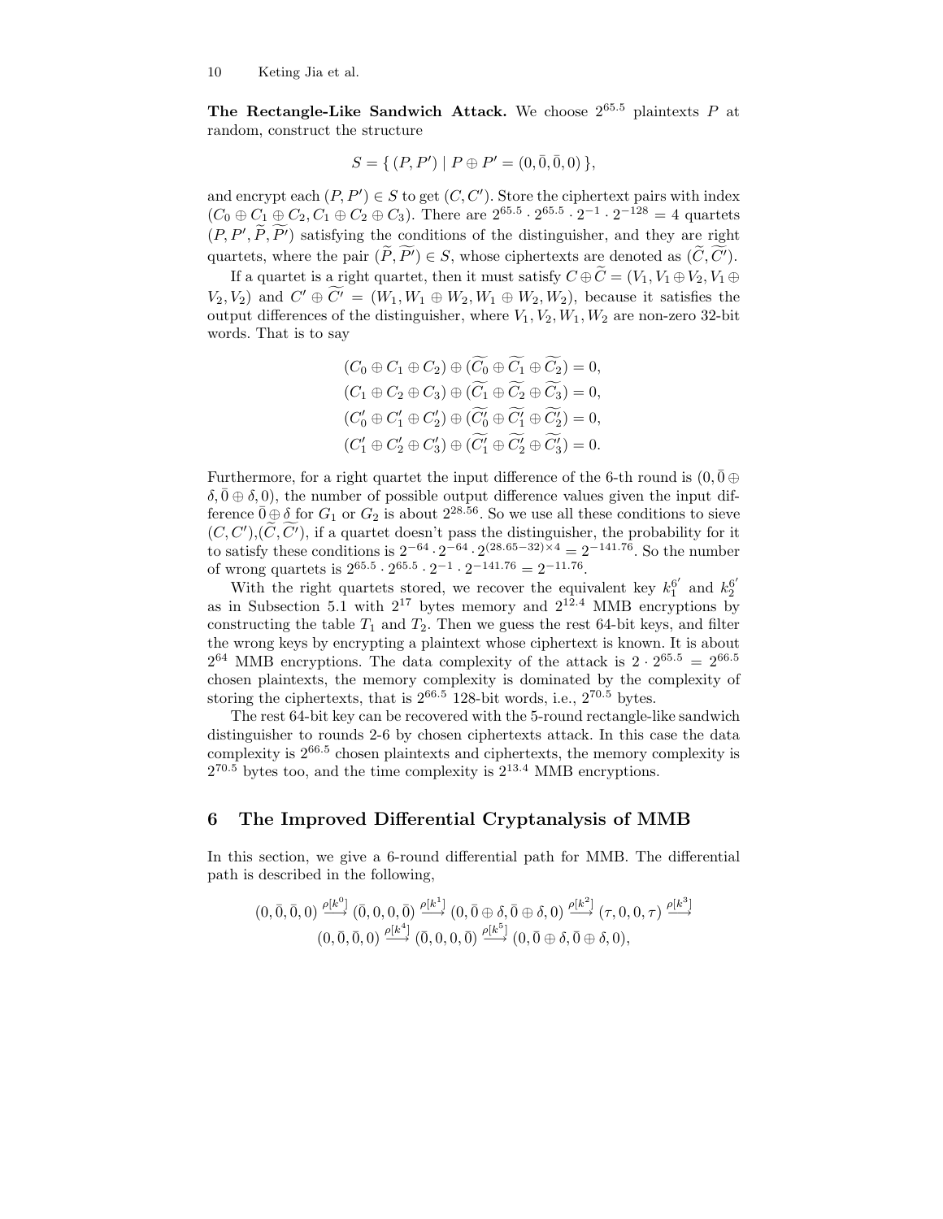**The Rectangle-Like Sandwich Attack.** We choose $2^{65.5}$ plaintexts $P$ at random, construct the structure

$$S = \{ (P, P') \mid P \oplus P' = (0, \bar{0}, \bar{0}, 0) \},$$

and encrypt each $(P, P') \in S$ to get $(C, C')$. Store the ciphertext pairs with index $(C_0 \oplus C_1 \oplus C_2, C_1 \oplus C_2 \oplus C_3)$. There are $2^{65.5} \cdot 2^{65.5} \cdot 2^{-1} \cdot 2^{-128} = 4$ quartets $(P, P', \widetilde{P}, \widetilde{P'})$ satisfying the conditions of the distinguisher, and they are right quartets, where the pair $(\widetilde{P}, \widetilde{P'}) \in S$, whose ciphertexts are denoted as $(\widetilde{C}, \widetilde{C'})$.

If a quartet is a right quartet, then it must satisfy $C \oplus \widetilde{C} = (V_1, V_1 \oplus V_2, V_1 \oplus V_2, V_2)$ and $C' \oplus \widetilde{C'} = (W_1, W_1 \oplus W_2, W_1 \oplus W_2, W_2)$, because it satisfies the output differences of the distinguisher, where $V_1, V_2, W_1, W_2$ are non-zero 32-bit words. That is to say

$$\begin{aligned}
(C_0 \oplus C_1 \oplus C_2) \oplus (\widetilde{C_0} \oplus \widetilde{C_1} \oplus \widetilde{C_2}) = 0, \\
(C_1 \oplus C_2 \oplus C_3) \oplus (\widetilde{C_1} \oplus \widetilde{C_2} \oplus \widetilde{C_3}) = 0, \\
(C'_0 \oplus C'_1 \oplus C'_2) \oplus (\widetilde{C'_0} \oplus \widetilde{C'_1} \oplus \widetilde{C'_2}) = 0, \\
(C'_1 \oplus C'_2 \oplus C'_3) \oplus (\widetilde{C'_1} \oplus \widetilde{C'_2} \oplus \widetilde{C'_3}) = 0.
\end{aligned}$$

Furthermore, for a right quartet the input difference of the 6-th round is $(0, \bar{0} \oplus \delta, \bar{0} \oplus \delta, 0)$, the number of possible output difference values given the input difference $\bar{0} \oplus \delta$ for $G_1$ or $G_2$ is about $2^{28.56}$. So we use all these conditions to sieve $(C, C')$,$(\widetilde{C}, \widetilde{C'})$, if a quartet doesn't pass the distinguisher, the probability for it to satisfy these conditions is $2^{-64} \cdot 2^{-64} \cdot 2^{(28.65-32)\times 4} = 2^{-141.76}$. So the number of wrong quartets is $2^{65.5} \cdot 2^{65.5} \cdot 2^{-1} \cdot 2^{-141.76} = 2^{-11.76}$.

With the right quartets stored, we recover the equivalent key $k_1^{6'}$ and $k_2^{6'}$ as in Subsection 5.1 with $2^{17}$ bytes memory and $2^{12.4}$ MMB encryptions by constructing the table $T_1$ and $T_2$. Then we guess the rest 64-bit keys, and filter the wrong keys by encrypting a plaintext whose ciphertext is known. It is about $2^{64}$ MMB encryptions. The data complexity of the attack is $2 \cdot 2^{65.5} = 2^{66.5}$ chosen plaintexts, the memory complexity is dominated by the complexity of storing the ciphertexts, that is $2^{66.5}$ 128-bit words, i.e., $2^{70.5}$ bytes.

The rest 64-bit key can be recovered with the 5-round rectangle-like sandwich distinguisher to rounds 2-6 by chosen ciphertexts attack. In this case the data complexity is $2^{66.5}$ chosen plaintexts and ciphertexts, the memory complexity is $2^{70.5}$ bytes too, and the time complexity is $2^{13.4}$ MMB encryptions.

## 6 The Improved Differential Cryptanalysis of MMB

In this section, we give a 6-round differential path for MMB. The differential path is described in the following,

$$\begin{aligned}
(0, \bar{0}, \bar{0}, 0) \xrightarrow{\rho[k^0]} (\bar{0}, 0, 0, \bar{0}) \xrightarrow{\rho[k^1]} (0, \bar{0} \oplus \delta, \bar{0} \oplus \delta, 0) \xrightarrow{\rho[k^2]} (\tau, 0, 0, \tau) \xrightarrow{\rho[k^3]} \\
(0, \bar{0}, \bar{0}, 0) \xrightarrow{\rho[k^4]} (\bar{0}, 0, 0, \bar{0}) \xrightarrow{\rho[k^5]} (0, \bar{0} \oplus \delta, \bar{0} \oplus \delta, 0),
\end{aligned}$$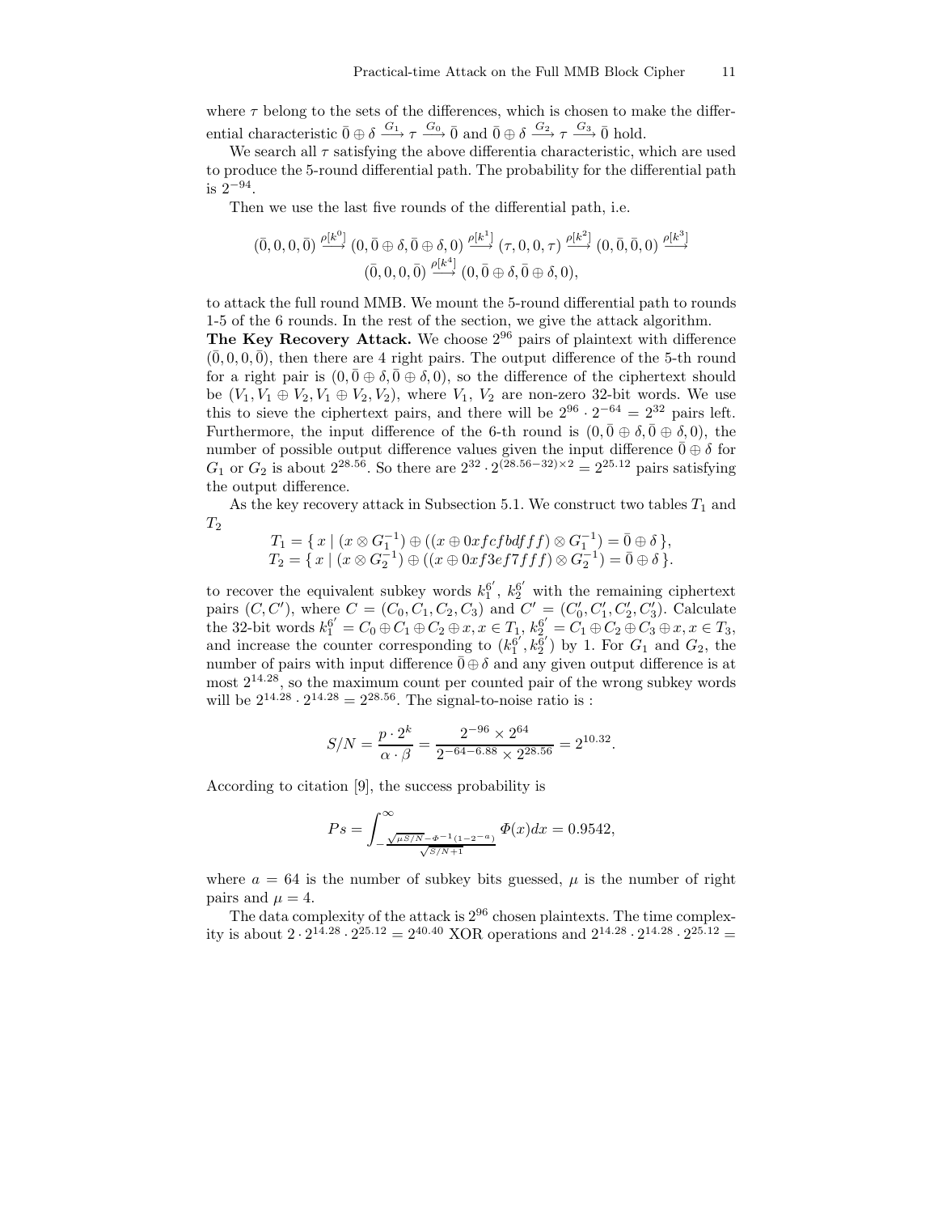where $\tau$ belong to the sets of the differences, which is chosen to make the differential characteristic $\bar{0} \oplus \delta \xrightarrow{G_1} \tau \xrightarrow{G_0} \bar{0}$ and $\bar{0} \oplus \delta \xrightarrow{G_2} \tau \xrightarrow{G_3} \bar{0}$ hold.

We search all $\tau$ satisfying the above differentia characteristic, which are used to produce the 5-round differential path. The probability for the differential path is $2^{-94}$.

Then we use the last five rounds of the differential path, i.e.

$$(\bar{0}, 0, 0, \bar{0}) \xrightarrow{\rho[k^0]} (0, \bar{0} \oplus \delta, \bar{0} \oplus \delta, 0) \xrightarrow{\rho[k^1]} (\tau, 0, 0, \tau) \xrightarrow{\rho[k^2]} (0, \bar{0}, \bar{0}, 0) \xrightarrow{\rho[k^3]}$$
$$(\bar{0}, 0, 0, \bar{0}) \xrightarrow{\rho[k^4]} (0, \bar{0} \oplus \delta, \bar{0} \oplus \delta, 0),$$

to attack the full round MMB. We mount the 5-round differential path to rounds 1-5 of the 6 rounds. In the rest of the section, we give the attack algorithm.

**The Key Recovery Attack.** We choose $2^{96}$ pairs of plaintext with difference $(\bar{0}, 0, 0, \bar{0})$, then there are 4 right pairs. The output difference of the 5-th round for a right pair is $(0, \bar{0} \oplus \delta, \bar{0} \oplus \delta, 0)$, so the difference of the ciphertext should be $(V_1, V_1 \oplus V_2, V_1 \oplus V_2, V_2)$, where $V_1$, $V_2$ are non-zero 32-bit words. We use this to sieve the ciphertext pairs, and there will be $2^{96} \cdot 2^{-64} = 2^{32}$ pairs left. Furthermore, the input difference of the 6-th round is $(0, \bar{0} \oplus \delta, \bar{0} \oplus \delta, 0)$, the number of possible output difference values given the input difference $\bar{0} \oplus \delta$ for $G_1$ or $G_2$ is about $2^{28.56}$. So there are $2^{32} \cdot 2^{(28.56-32)\times 2} = 2^{25.12}$ pairs satisfying the output difference.

As the key recovery attack in Subsection 5.1. We construct two tables $T_1$ and $T_2$

$$T_1 = \{\, x \mid (x \otimes G_1^{-1}) \oplus ((x \oplus 0xfcfbdfff) \otimes G_1^{-1}) = \bar{0} \oplus \delta \,\},$$
$$T_2 = \{\, x \mid (x \otimes G_2^{-1}) \oplus ((x \oplus 0xf3ef7fff) \otimes G_2^{-1}) = \bar{0} \oplus \delta \,\}.$$

to recover the equivalent subkey words $k_1^{6'}$, $k_2^{6'}$ with the remaining ciphertext pairs $(C, C')$, where $C = (C_0, C_1, C_2, C_3)$ and $C' = (C'_0, C'_1, C'_2, C'_3)$. Calculate the 32-bit words $k_1^{6'} = C_0 \oplus C_1 \oplus C_2 \oplus x, x \in T_1$, $k_2^{6'} = C_1 \oplus C_2 \oplus C_3 \oplus x, x \in T_3$, and increase the counter corresponding to $(k_1^{6'}, k_2^{6'})$ by 1. For $G_1$ and $G_2$, the number of pairs with input difference $\bar{0} \oplus \delta$ and any given output difference is at most $2^{14.28}$, so the maximum count per counted pair of the wrong subkey words will be $2^{14.28} \cdot 2^{14.28} = 2^{28.56}$. The signal-to-noise ratio is :

$$S/N = \frac{p \cdot 2^k}{\alpha \cdot \beta} = \frac{2^{-96} \times 2^{64}}{2^{-64-6.88} \times 2^{28.56}} = 2^{10.32}.$$

According to citation [9], the success probability is

$$Ps = \int_{-\frac{\sqrt{\mu S/N} - \Phi^{-1}(1-2^{-a})}{\sqrt{S/N+1}}}^{\infty} \Phi(x)dx = 0.9542,$$

where $a = 64$ is the number of subkey bits guessed, $\mu$ is the number of right pairs and $\mu = 4$.

The data complexity of the attack is $2^{96}$ chosen plaintexts. The time complexity is about $2 \cdot 2^{14.28} \cdot 2^{25.12} = 2^{40.40}$ XOR operations and $2^{14.28} \cdot 2^{14.28} \cdot 2^{25.12} =$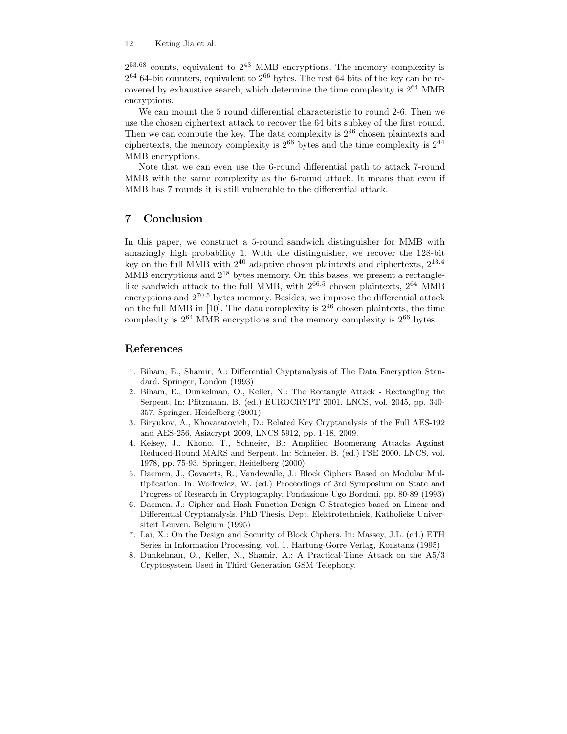$2^{53.68}$ counts, equivalent to $2^{43}$ MMB encryptions. The memory complexity is $2^{64}$ 64-bit counters, equivalent to $2^{66}$ bytes. The rest 64 bits of the key can be recovered by exhaustive search, which determine the time complexity is $2^{64}$ MMB encryptions.

We can mount the 5 round differential characteristic to round 2-6. Then we use the chosen ciphertext attack to recover the 64 bits subkey of the first round. Then we can compute the key. The data complexity is $2^{96}$ chosen plaintexts and ciphertexts, the memory complexity is $2^{66}$ bytes and the time complexity is $2^{44}$ MMB encryptions.

Note that we can even use the 6-round differential path to attack 7-round MMB with the same complexity as the 6-round attack. It means that even if MMB has 7 rounds it is still vulnerable to the differential attack.

## 7 Conclusion

In this paper, we construct a 5-round sandwich distinguisher for MMB with amazingly high probability 1. With the distinguisher, we recover the 128-bit key on the full MMB with $2^{40}$ adaptive chosen plaintexts and ciphertexts, $2^{13.4}$ MMB encryptions and $2^{18}$ bytes memory. On this bases, we present a rectangle-like sandwich attack to the full MMB, with $2^{66.5}$ chosen plaintexts, $2^{64}$ MMB encryptions and $2^{70.5}$ bytes memory. Besides, we improve the differential attack on the full MMB in [10]. The data complexity is $2^{96}$ chosen plaintexts, the time complexity is $2^{64}$ MMB encryptions and the memory complexity is $2^{66}$ bytes.

## References

1. Biham, E., Shamir, A.: Differential Cryptanalysis of The Data Encryption Standard. Springer, London (1993)
2. Biham, E., Dunkelman, O., Keller, N.: The Rectangle Attack - Rectangling the Serpent. In: Pfitzmann, B. (ed.) EUROCRYPT 2001. LNCS, vol. 2045, pp. 340-357. Springer, Heidelberg (2001)
3. Biryukov, A., Khovaratovich, D.: Related Key Cryptanalysis of the Full AES-192 and AES-256. Asiacrypt 2009, LNCS 5912, pp. 1-18, 2009.
4. Kelsey, J., Khono, T., Schneier, B.: Amplified Boomerang Attacks Against Reduced-Round MARS and Serpent. In: Schneier, B. (ed.) FSE 2000. LNCS, vol. 1978, pp. 75-93. Springer, Heidelberg (2000)
5. Daemen, J., Govaerts, R., Vandewalle, J.: Block Ciphers Based on Modular Multiplication. In: Wolfowicz, W. (ed.) Proceedings of 3rd Symposium on State and Progress of Research in Cryptography, Fondazione Ugo Bordoni, pp. 80-89 (1993)
6. Daemen, J.: Cipher and Hash Function Design C Strategies based on Linear and Differential Cryptanalysis. PhD Thesis, Dept. Elektrotechniek, Katholieke Universiteit Leuven, Belgium (1995)
7. Lai, X.: On the Design and Security of Block Ciphers. In: Massey, J.L. (ed.) ETH Series in Information Processing, vol. 1. Hartung-Gorre Verlag, Konstanz (1995)
8. Dunkelman, O., Keller, N., Shamir, A.: A Practical-Time Attack on the A5/3 Cryptosystem Used in Third Generation GSM Telephony.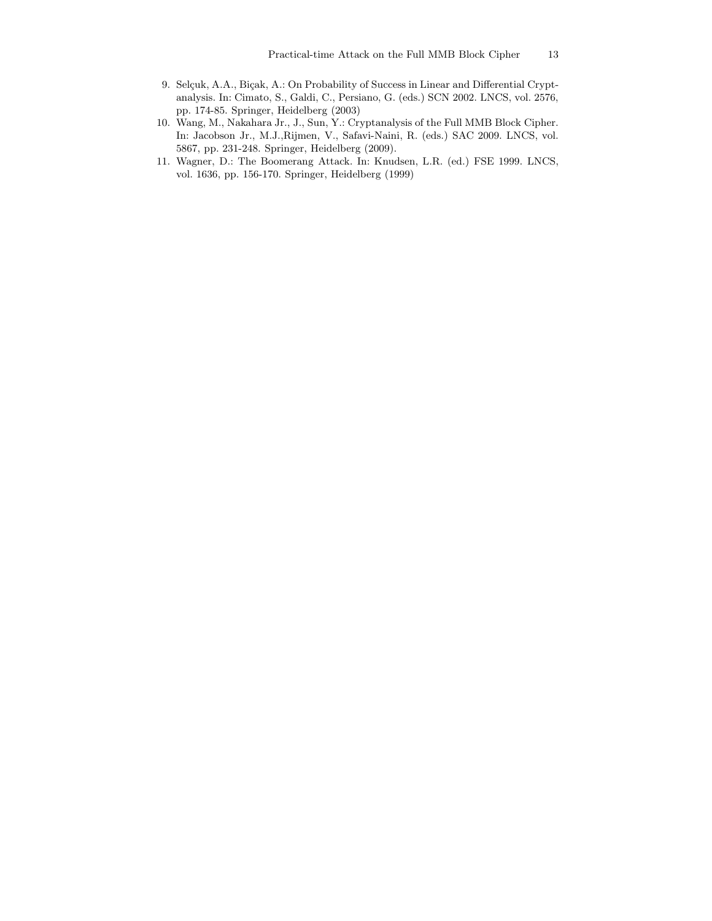9. Selçuk, A.A., Biçak, A.: On Probability of Success in Linear and Differential Cryptanalysis. In: Cimato, S., Galdi, C., Persiano, G. (eds.) SCN 2002. LNCS, vol. 2576, pp. 174-85. Springer, Heidelberg (2003)
10. Wang, M., Nakahara Jr., J., Sun, Y.: Cryptanalysis of the Full MMB Block Cipher. In: Jacobson Jr., M.J.,Rijmen, V., Safavi-Naini, R. (eds.) SAC 2009. LNCS, vol. 5867, pp. 231-248. Springer, Heidelberg (2009).
11. Wagner, D.: The Boomerang Attack. In: Knudsen, L.R. (ed.) FSE 1999. LNCS, vol. 1636, pp. 156-170. Springer, Heidelberg (1999)